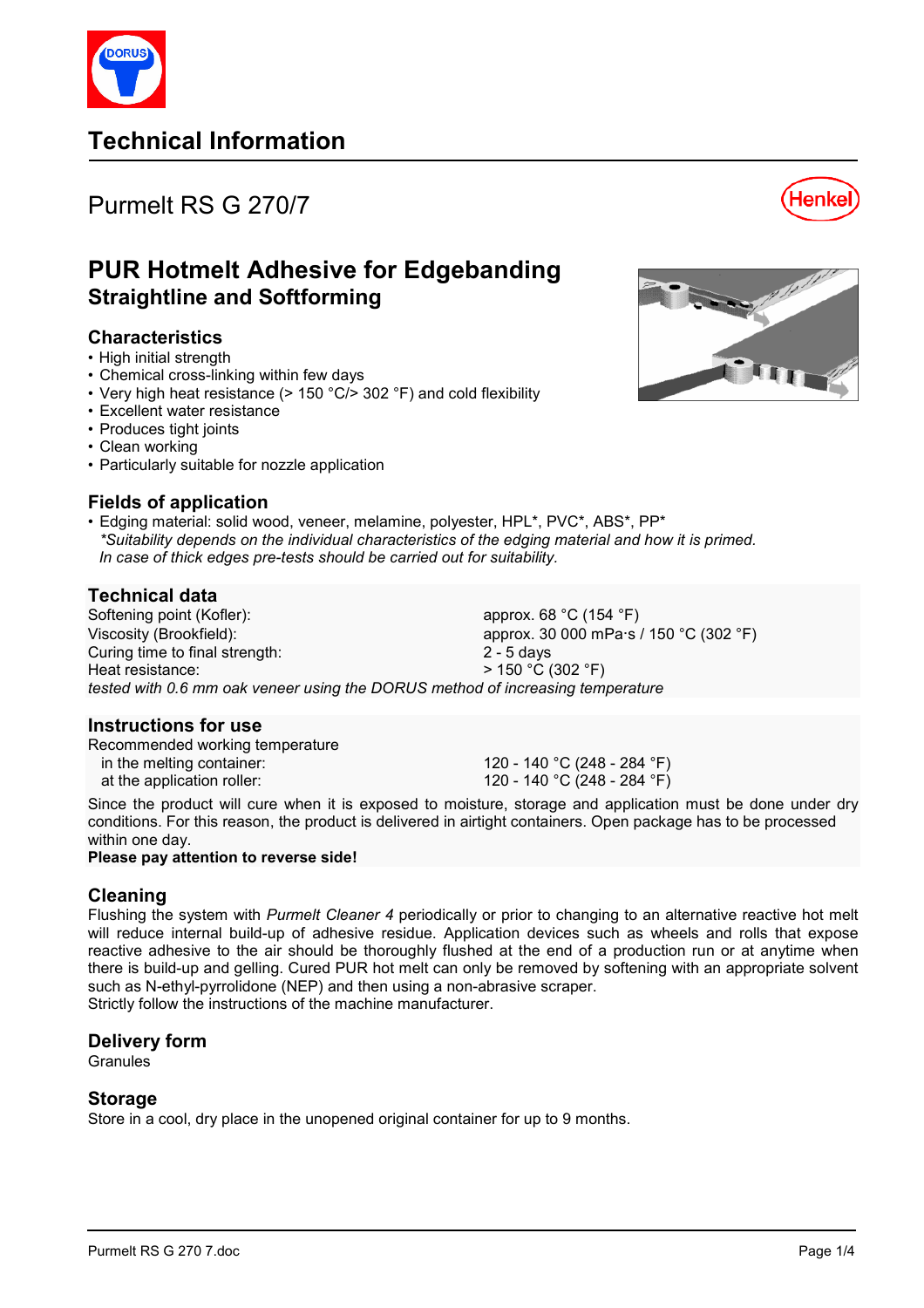# Technical Information

## Purmelt RS G 270/7

# PUR Hotmelt Adhesive for Edgebanding
### Straightline and Softforming

### Characteristics

- High initial strength
- Chemical cross-linking within few days
- Very high heat resistance (> 150 °C/> 302 °F) and cold flexibility
- Excellent water resistance
- Produces tight joints
- Clean working
- Particularly suitable for nozzle application

### Fields of application

- Edging material: solid wood, veneer, melamine, polyester, HPL*, PVC*, ABS*, PP*
  *\*Suitability depends on the individual characteristics of the edging material and how it is primed.*
  *In case of thick edges pre-tests should be carried out for suitability.*

### Technical data

| | |
|---|---|
| Softening point (Kofler): | approx. 68 °C (154 °F) |
| Viscosity (Brookfield): | approx. 30 000 mPa·s / 150 °C (302 °F) |
| Curing time to final strength: | 2 - 5 days |
| Heat resistance: | > 150 °C (302 °F) |

*tested with 0.6 mm oak veneer using the DORUS method of increasing temperature*

### Instructions for use

Recommended working temperature

| | |
|---|---|
| in the melting container: | 120 - 140 °C (248 - 284 °F) |
| at the application roller: | 120 - 140 °C (248 - 284 °F) |

Since the product will cure when it is exposed to moisture, storage and application must be done under dry conditions. For this reason, the product is delivered in airtight containers. Open package has to be processed within one day.

**Please pay attention to reverse side!**

### Cleaning

Flushing the system with *Purmelt Cleaner 4* periodically or prior to changing to an alternative reactive hot melt will reduce internal build-up of adhesive residue. Application devices such as wheels and rolls that expose reactive adhesive to the air should be thoroughly flushed at the end of a production run or at anytime when there is build-up and gelling. Cured PUR hot melt can only be removed by softening with an appropriate solvent such as N-ethyl-pyrrolidone (NEP) and then using a non-abrasive scraper.
Strictly follow the instructions of the machine manufacturer.

### Delivery form

Granules

### Storage

Store in a cool, dry place in the unopened original container for up to 9 months.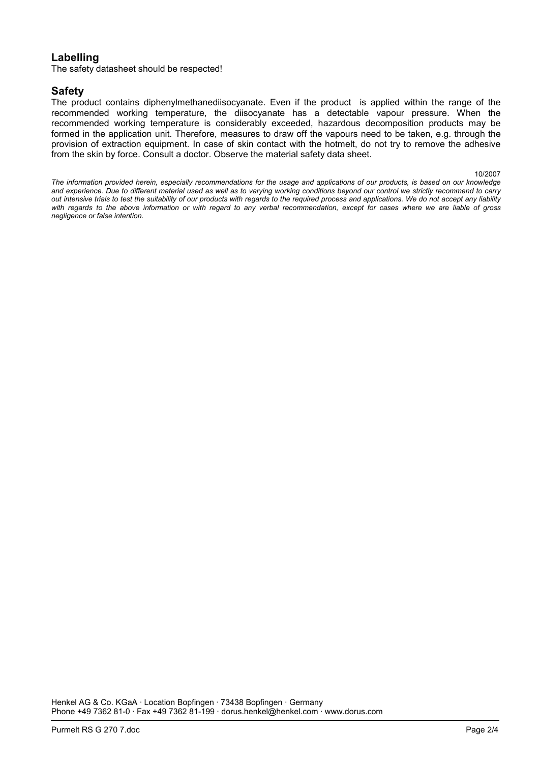## Labelling

The safety datasheet should be respected!

## Safety

The product contains diphenylmethanediisocyanate. Even if the product is applied within the range of the recommended working temperature, the diisocyanate has a detectable vapour pressure. When the recommended working temperature is considerably exceeded, hazardous decomposition products may be formed in the application unit. Therefore, measures to draw off the vapours need to be taken, e.g. through the provision of extraction equipment. In case of skin contact with the hotmelt, do not try to remove the adhesive from the skin by force. Consult a doctor. Observe the material safety data sheet.

10/2007

*The information provided herein, especially recommendations for the usage and applications of our products, is based on our knowledge and experience. Due to different material used as well as to varying working conditions beyond our control we strictly recommend to carry out intensive trials to test the suitability of our products with regards to the required process and applications. We do not accept any liability with regards to the above information or with regard to any verbal recommendation, except for cases where we are liable of gross negligence or false intention.*

Henkel AG & Co. KGaA · Location Bopfingen · 73438 Bopfingen · Germany
Phone +49 7362 81-0 · Fax +49 7362 81-199 · dorus.henkel@henkel.com · www.dorus.com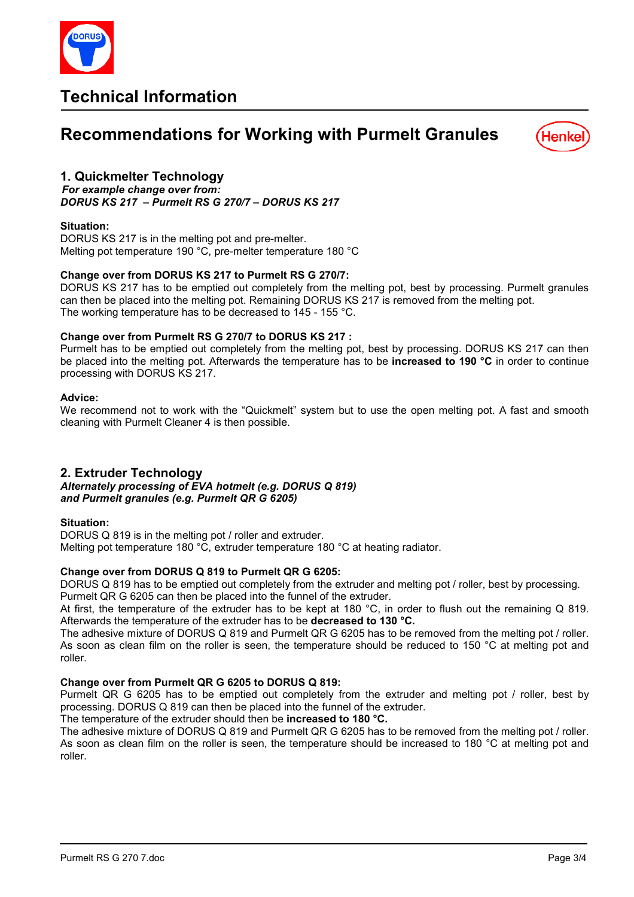# Technical Information

## Recommendations for Working with Purmelt Granules

### 1. Quickmelter Technology

***For example change over from:***
***DORUS KS 217 – Purmelt RS G 270/7 – DORUS KS 217***

**Situation:**
DORUS KS 217 is in the melting pot and pre-melter.
Melting pot temperature 190 °C, pre-melter temperature 180 °C

**Change over from DORUS KS 217 to Purmelt RS G 270/7:**
DORUS KS 217 has to be emptied out completely from the melting pot, best by processing. Purmelt granules can then be placed into the melting pot. Remaining DORUS KS 217 is removed from the melting pot.
The working temperature has to be decreased to 145 - 155 °C.

**Change over from Purmelt RS G 270/7 to DORUS KS 217 :**
Purmelt has to be emptied out completely from the melting pot, best by processing. DORUS KS 217 can then be placed into the melting pot. Afterwards the temperature has to be **increased to 190 °C** in order to continue processing with DORUS KS 217.

**Advice:**
We recommend not to work with the "Quickmelt" system but to use the open melting pot. A fast and smooth cleaning with Purmelt Cleaner 4 is then possible.

### 2. Extruder Technology

***Alternately processing of EVA hotmelt (e.g. DORUS Q 819)***
***and Purmelt granules (e.g. Purmelt QR G 6205)***

**Situation:**
DORUS Q 819 is in the melting pot / roller and extruder.
Melting pot temperature 180 °C, extruder temperature 180 °C at heating radiator.

**Change over from DORUS Q 819 to Purmelt QR G 6205:**
DORUS Q 819 has to be emptied out completely from the extruder and melting pot / roller, best by processing.
Purmelt QR G 6205 can then be placed into the funnel of the extruder.
At first, the temperature of the extruder has to be kept at 180 °C, in order to flush out the remaining Q 819. Afterwards the temperature of the extruder has to be **decreased to 130 °C.**
The adhesive mixture of DORUS Q 819 and Purmelt QR G 6205 has to be removed from the melting pot / roller. As soon as clean film on the roller is seen, the temperature should be reduced to 150 °C at melting pot and roller.

**Change over from Purmelt QR G 6205 to DORUS Q 819:**
Purmelt QR G 6205 has to be emptied out completely from the extruder and melting pot / roller, best by processing. DORUS Q 819 can then be placed into the funnel of the extruder.
The temperature of the extruder should then be **increased to 180 °C.**
The adhesive mixture of DORUS Q 819 and Purmelt QR G 6205 has to be removed from the melting pot / roller. As soon as clean film on the roller is seen, the temperature should be increased to 180 °C at melting pot and roller.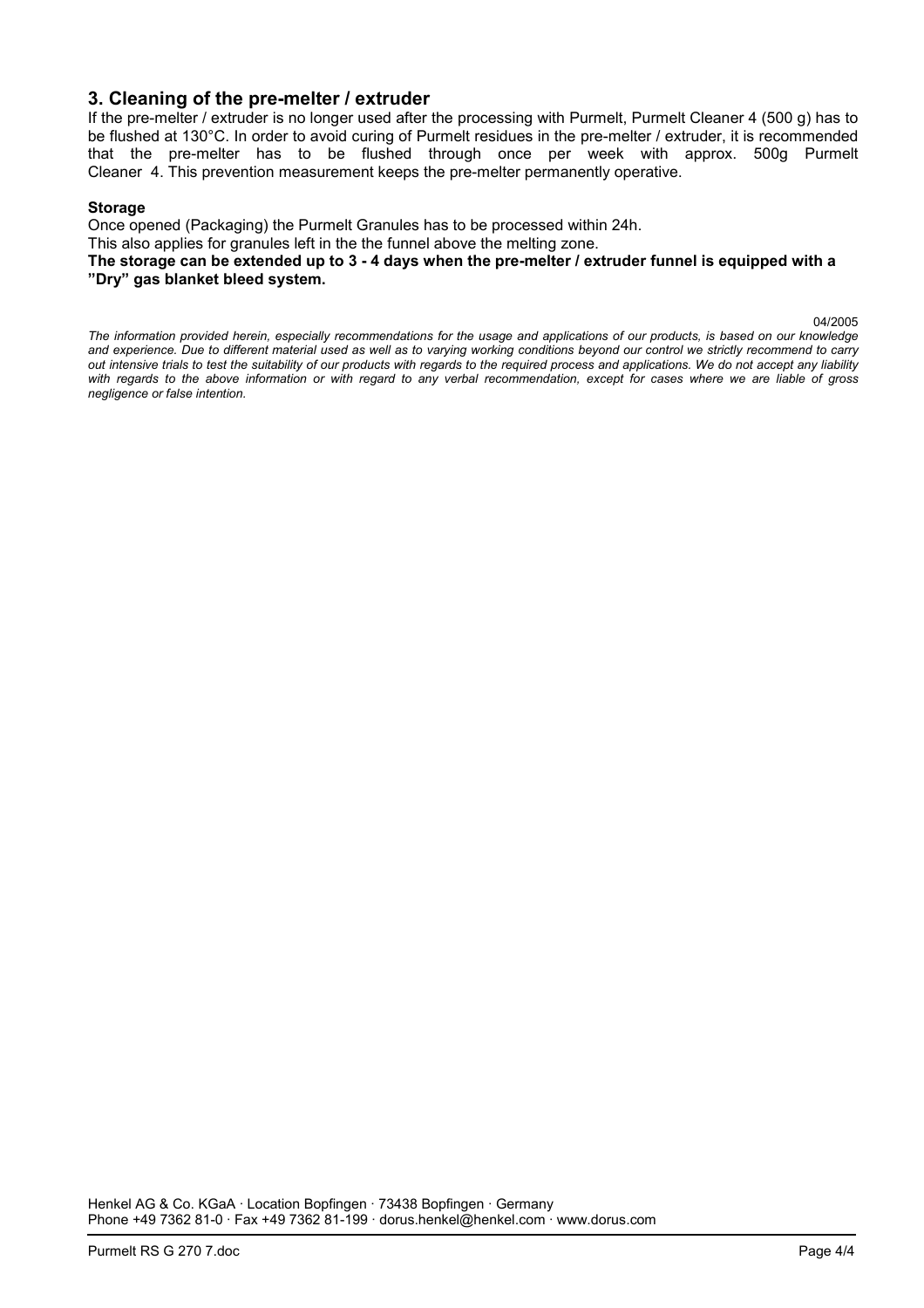## 3. Cleaning of the pre-melter / extruder

If the pre-melter / extruder is no longer used after the processing with Purmelt, Purmelt Cleaner 4 (500 g) has to be flushed at 130°C. In order to avoid curing of Purmelt residues in the pre-melter / extruder, it is recommended that the pre-melter has to be flushed through once per week with approx. 500g Purmelt Cleaner 4. This prevention measurement keeps the pre-melter permanently operative.

**Storage**

Once opened (Packaging) the Purmelt Granules has to be processed within 24h.
This also applies for granules left in the the funnel above the melting zone.
**The storage can be extended up to 3 - 4 days when the pre-melter / extruder funnel is equipped with a "Dry" gas blanket bleed system.**

04/2005

*The information provided herein, especially recommendations for the usage and applications of our products, is based on our knowledge and experience. Due to different material used as well as to varying working conditions beyond our control we strictly recommend to carry out intensive trials to test the suitability of our products with regards to the required process and applications. We do not accept any liability with regards to the above information or with regard to any verbal recommendation, except for cases where we are liable of gross negligence or false intention.*

Henkel AG & Co. KGaA · Location Bopfingen · 73438 Bopfingen · Germany
Phone +49 7362 81-0 · Fax +49 7362 81-199 · dorus.henkel@henkel.com · www.dorus.com